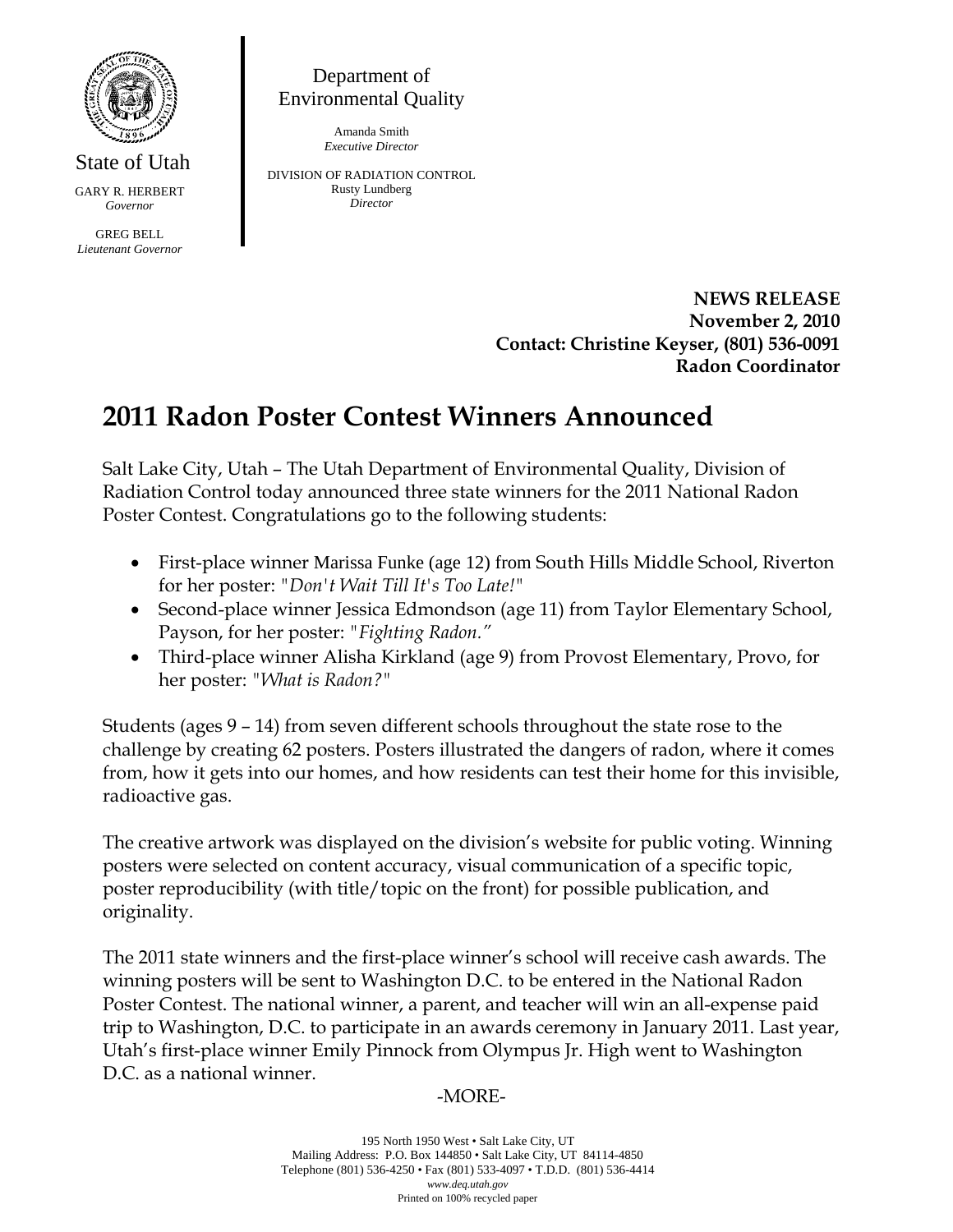State of Utah

GARY R. HERBERT
*Governor*

GREG BELL
*Lieutenant Governor*

Department of Environmental Quality

Amanda Smith
*Executive Director*

DIVISION OF RADIATION CONTROL
Rusty Lundberg
*Director*

**NEWS RELEASE**
**November 2, 2010**
**Contact: Christine Keyser, (801) 536-0091**
**Radon Coordinator**

# 2011 Radon Poster Contest Winners Announced

Salt Lake City, Utah – The Utah Department of Environmental Quality, Division of Radiation Control today announced three state winners for the 2011 National Radon Poster Contest. Congratulations go to the following students:

- First-place winner Marissa Funke (age 12) from South Hills Middle School, Riverton for her poster: "*Don't Wait Till It's Too Late!*"
- Second-place winner Jessica Edmondson (age 11) from Taylor Elementary School, Payson, for her poster: "*Fighting Radon.*"
- Third-place winner Alisha Kirkland (age 9) from Provost Elementary, Provo, for her poster: "*What is Radon?*"

Students (ages 9 – 14) from seven different schools throughout the state rose to the challenge by creating 62 posters. Posters illustrated the dangers of radon, where it comes from, how it gets into our homes, and how residents can test their home for this invisible, radioactive gas.

The creative artwork was displayed on the division's website for public voting. Winning posters were selected on content accuracy, visual communication of a specific topic, poster reproducibility (with title/topic on the front) for possible publication, and originality.

The 2011 state winners and the first-place winner's school will receive cash awards. The winning posters will be sent to Washington D.C. to be entered in the National Radon Poster Contest. The national winner, a parent, and teacher will win an all-expense paid trip to Washington, D.C. to participate in an awards ceremony in January 2011. Last year, Utah's first-place winner Emily Pinnock from Olympus Jr. High went to Washington D.C. as a national winner.

-MORE-

195 North 1950 West • Salt Lake City, UT
Mailing Address: P.O. Box 144850 • Salt Lake City, UT 84114-4850
Telephone (801) 536-4250 • Fax (801) 533-4097 • T.D.D. (801) 536-4414
*www.deq.utah.gov*
Printed on 100% recycled paper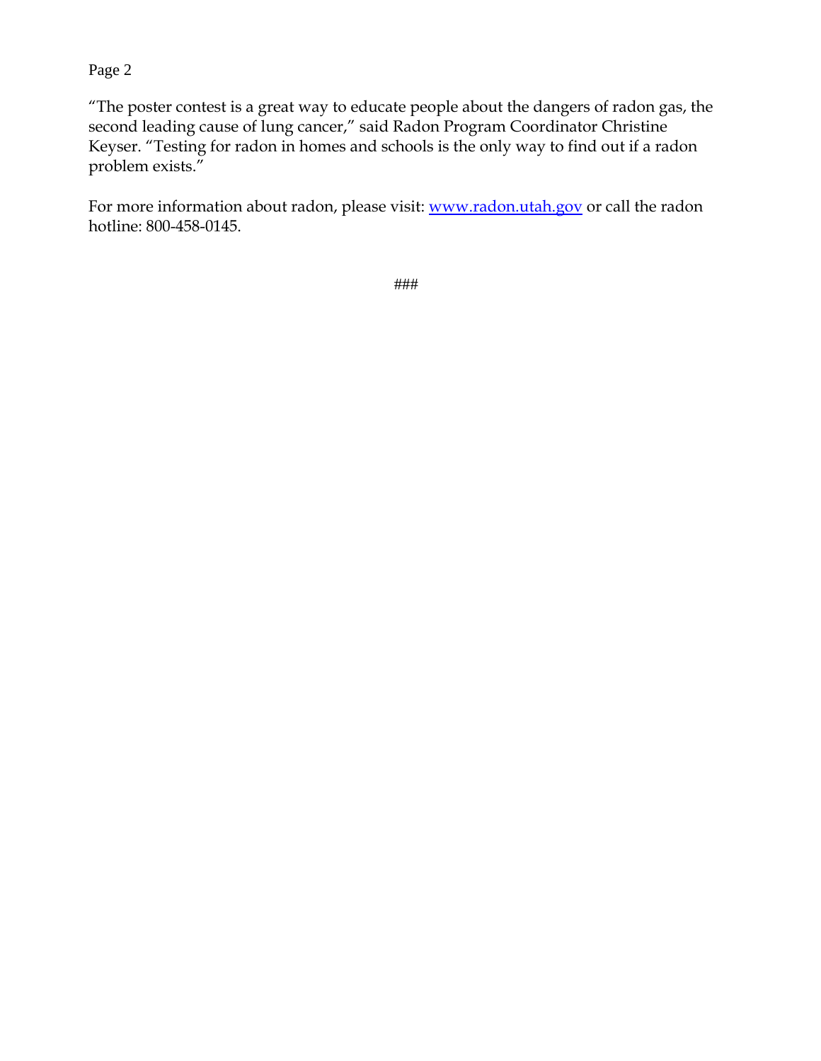"The poster contest is a great way to educate people about the dangers of radon gas, the second leading cause of lung cancer," said Radon Program Coordinator Christine Keyser. "Testing for radon in homes and schools is the only way to find out if a radon problem exists."

For more information about radon, please visit: [www.radon.utah.gov](http://www.radon.utah.gov) or call the radon hotline: 800-458-0145.

###